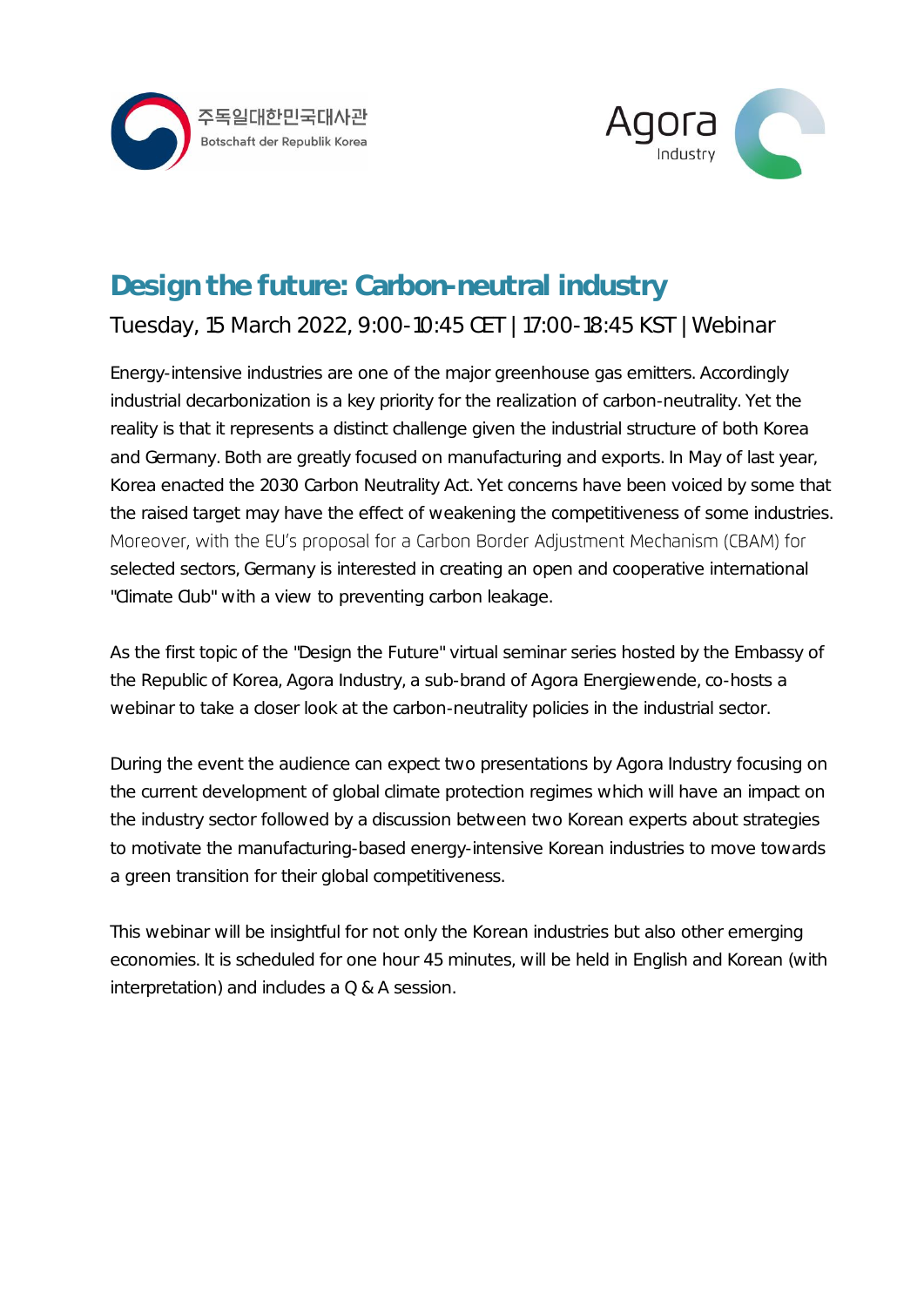주독일대한민국대사관
Botschaft der Republik Korea

Agora Industry

# Design the future: Carbon-neutral industry

Tuesday, 15 March 2022, 9:00-10:45 CET | 17:00-18:45 KST | Webinar

Energy-intensive industries are one of the major greenhouse gas emitters. Accordingly industrial decarbonization is a key priority for the realization of carbon-neutrality. Yet the reality is that it represents a distinct challenge given the industrial structure of both Korea and Germany. Both are greatly focused on manufacturing and exports. In May of last year, Korea enacted the 2030 Carbon Neutrality Act. Yet concerns have been voiced by some that the raised target may have the effect of weakening the competitiveness of some industries. Moreover, with the EU's proposal for a Carbon Border Adjustment Mechanism (CBAM) for selected sectors, Germany is interested in creating an open and cooperative international "Climate Club" with a view to preventing carbon leakage.

As the first topic of the "Design the Future" virtual seminar series hosted by the Embassy of the Republic of Korea, Agora Industry, a sub-brand of Agora Energiewende, co-hosts a webinar to take a closer look at the carbon-neutrality policies in the industrial sector.

During the event the audience can expect two presentations by Agora Industry focusing on the current development of global climate protection regimes which will have an impact on the industry sector followed by a discussion between two Korean experts about strategies to motivate the manufacturing-based energy-intensive Korean industries to move towards a green transition for their global competitiveness.

This webinar will be insightful for not only the Korean industries but also other emerging economies. It is scheduled for one hour 45 minutes, will be held in English and Korean (with interpretation) and includes a Q & A session.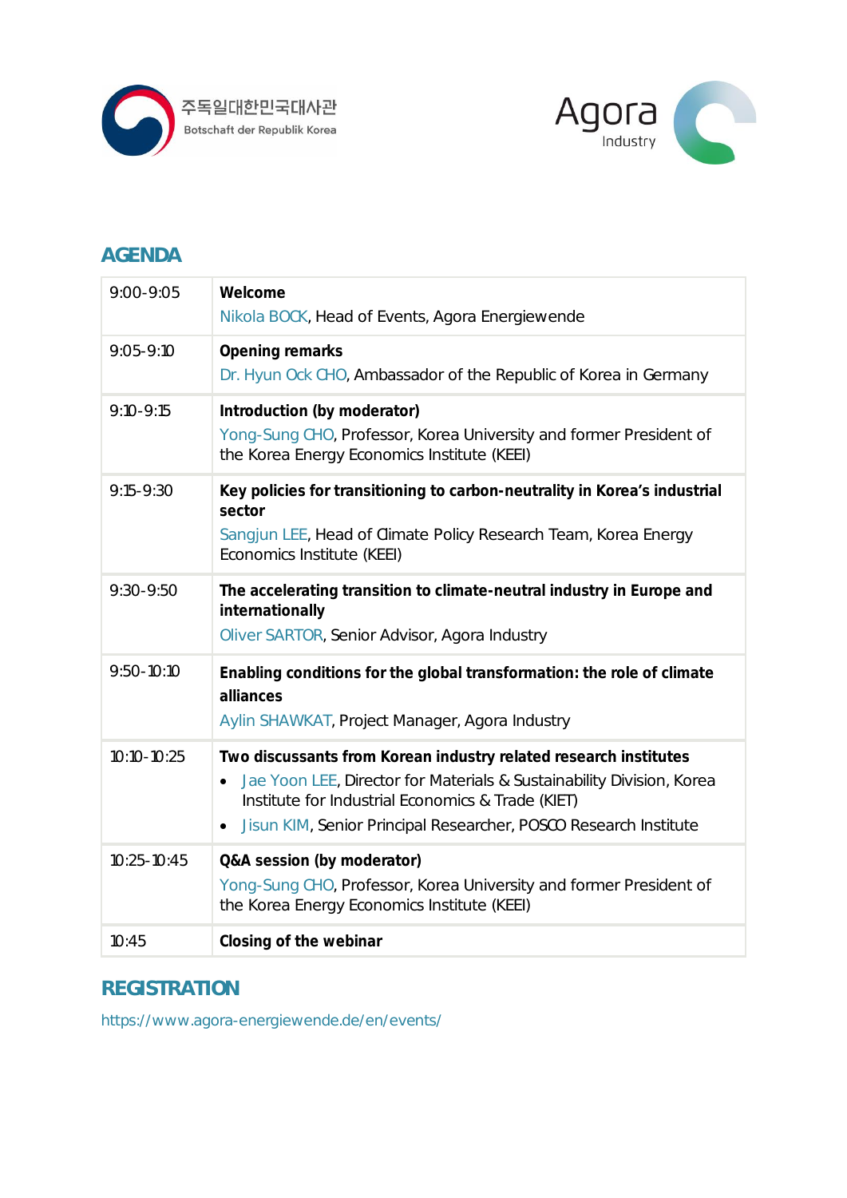주독일대한민국대사관
Botschaft der Republik Korea

Agora Industry

## AGENDA

| | |
|---|---|
| 9:00-9:05 | **Welcome**<br>Nikola BOCK, Head of Events, Agora Energiewende |
| 9:05-9:10 | **Opening remarks**<br>Dr. Hyun Ock CHO, Ambassador of the Republic of Korea in Germany |
| 9:10-9:15 | **Introduction (by moderator)**<br>Yong-Sung CHO, Professor, Korea University and former President of the Korea Energy Economics Institute (KEEI) |
| 9:15-9:30 | **Key policies for transitioning to carbon-neutrality in Korea's industrial sector**<br>Sangjun LEE, Head of Climate Policy Research Team, Korea Energy Economics Institute (KEEI) |
| 9:30-9:50 | **The accelerating transition to climate-neutral industry in Europe and internationally**<br>Oliver SARTOR, Senior Advisor, Agora Industry |
| 9:50-10:10 | **Enabling conditions for the global transformation: the role of climate alliances**<br>Aylin SHAWKAT, Project Manager, Agora Industry |
| 10:10-10:25 | **Two discussants from Korean industry related research institutes**<br>• Jae Yoon LEE, Director for Materials & Sustainability Division, Korea Institute for Industrial Economics & Trade (KIET)<br>• Jisun KIM, Senior Principal Researcher, POSCO Research Institute |
| 10:25-10:45 | **Q&A session (by moderator)**<br>Yong-Sung CHO, Professor, Korea University and former President of the Korea Energy Economics Institute (KEEI) |
| 10:45 | **Closing of the webinar** |

## REGISTRATION

https://www.agora-energiewende.de/en/events/